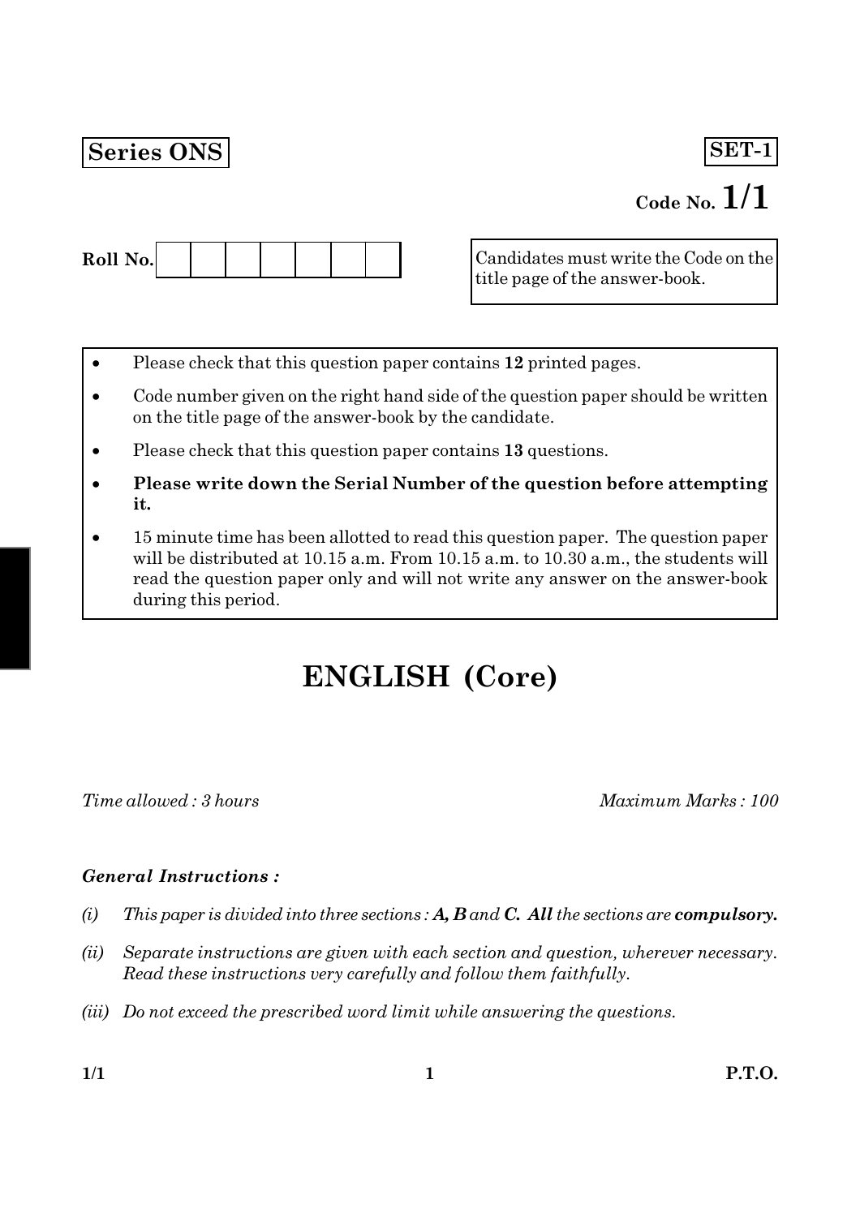**Series ONS** **SET-1**

**Code No. 1/1**

**Roll No.** | | | | | | | |

Candidates must write the Code on the title page of the answer-book.

- Please check that this question paper contains **12** printed pages.
- Code number given on the right hand side of the question paper should be written on the title page of the answer-book by the candidate.
- Please check that this question paper contains **13** questions.
- **Please write down the Serial Number of the question before attempting it.**
- 15 minute time has been allotted to read this question paper. The question paper will be distributed at 10.15 a.m. From 10.15 a.m. to 10.30 a.m., the students will read the question paper only and will not write any answer on the answer-book during this period.

# ENGLISH (Core)

*Time allowed : 3 hours* *Maximum Marks : 100*

***General Instructions :***

*(i) This paper is divided into three sections : **A, B** and **C. All** the sections are **compulsory.***

*(ii) Separate instructions are given with each section and question, wherever necessary. Read these instructions very carefully and follow them faithfully.*

*(iii) Do not exceed the prescribed word limit while answering the questions.*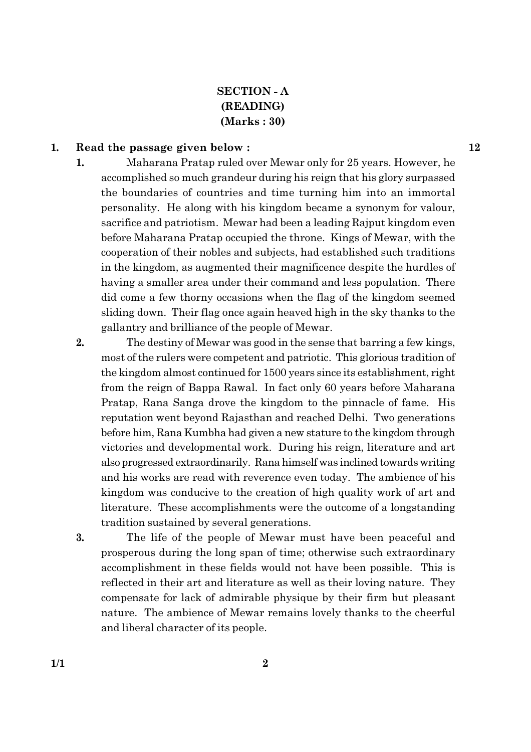## SECTION - A
## (READING)
## (Marks : 30)

**1. Read the passage given below :** **12**

1. Maharana Pratap ruled over Mewar only for 25 years. However, he accomplished so much grandeur during his reign that his glory surpassed the boundaries of countries and time turning him into an immortal personality. He along with his kingdom became a synonym for valour, sacrifice and patriotism. Mewar had been a leading Rajput kingdom even before Maharana Pratap occupied the throne. Kings of Mewar, with the cooperation of their nobles and subjects, had established such traditions in the kingdom, as augmented their magnificence despite the hurdles of having a smaller area under their command and less population. There did come a few thorny occasions when the flag of the kingdom seemed sliding down. Their flag once again heaved high in the sky thanks to the gallantry and brilliance of the people of Mewar.

2. The destiny of Mewar was good in the sense that barring a few kings, most of the rulers were competent and patriotic. This glorious tradition of the kingdom almost continued for 1500 years since its establishment, right from the reign of Bappa Rawal. In fact only 60 years before Maharana Pratap, Rana Sanga drove the kingdom to the pinnacle of fame. His reputation went beyond Rajasthan and reached Delhi. Two generations before him, Rana Kumbha had given a new stature to the kingdom through victories and developmental work. During his reign, literature and art also progressed extraordinarily. Rana himself was inclined towards writing and his works are read with reverence even today. The ambience of his kingdom was conducive to the creation of high quality work of art and literature. These accomplishments were the outcome of a longstanding tradition sustained by several generations.

3. The life of the people of Mewar must have been peaceful and prosperous during the long span of time; otherwise such extraordinary accomplishment in these fields would not have been possible. This is reflected in their art and literature as well as their loving nature. They compensate for lack of admirable physique by their firm but pleasant nature. The ambience of Mewar remains lovely thanks to the cheerful and liberal character of its people.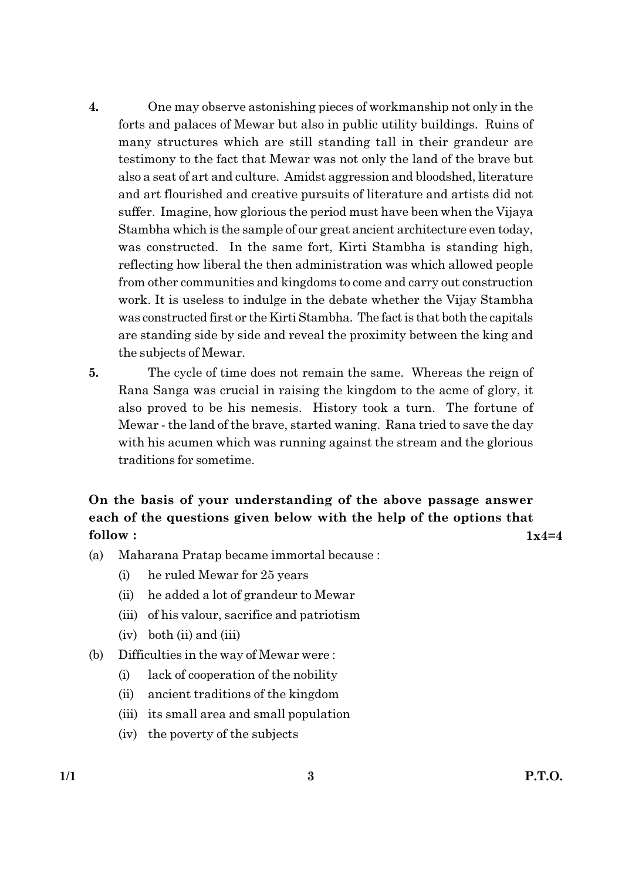4. One may observe astonishing pieces of workmanship not only in the forts and palaces of Mewar but also in public utility buildings. Ruins of many structures which are still standing tall in their grandeur are testimony to the fact that Mewar was not only the land of the brave but also a seat of art and culture. Amidst aggression and bloodshed, literature and art flourished and creative pursuits of literature and artists did not suffer. Imagine, how glorious the period must have been when the Vijaya Stambha which is the sample of our great ancient architecture even today, was constructed. In the same fort, Kirti Stambha is standing high, reflecting how liberal the then administration was which allowed people from other communities and kingdoms to come and carry out construction work. It is useless to indulge in the debate whether the Vijay Stambha was constructed first or the Kirti Stambha. The fact is that both the capitals are standing side by side and reveal the proximity between the king and the subjects of Mewar.

5. The cycle of time does not remain the same. Whereas the reign of Rana Sanga was crucial in raising the kingdom to the acme of glory, it also proved to be his nemesis. History took a turn. The fortune of Mewar - the land of the brave, started waning. Rana tried to save the day with his acumen which was running against the stream and the glorious traditions for sometime.

**On the basis of your understanding of the above passage answer each of the questions given below with the help of the options that follow :** **1x4=4**

(a) Maharana Pratap became immortal because :
  (i) he ruled Mewar for 25 years
  (ii) he added a lot of grandeur to Mewar
  (iii) of his valour, sacrifice and patriotism
  (iv) both (ii) and (iii)

(b) Difficulties in the way of Mewar were :
  (i) lack of cooperation of the nobility
  (ii) ancient traditions of the kingdom
  (iii) its small area and small population
  (iv) the poverty of the subjects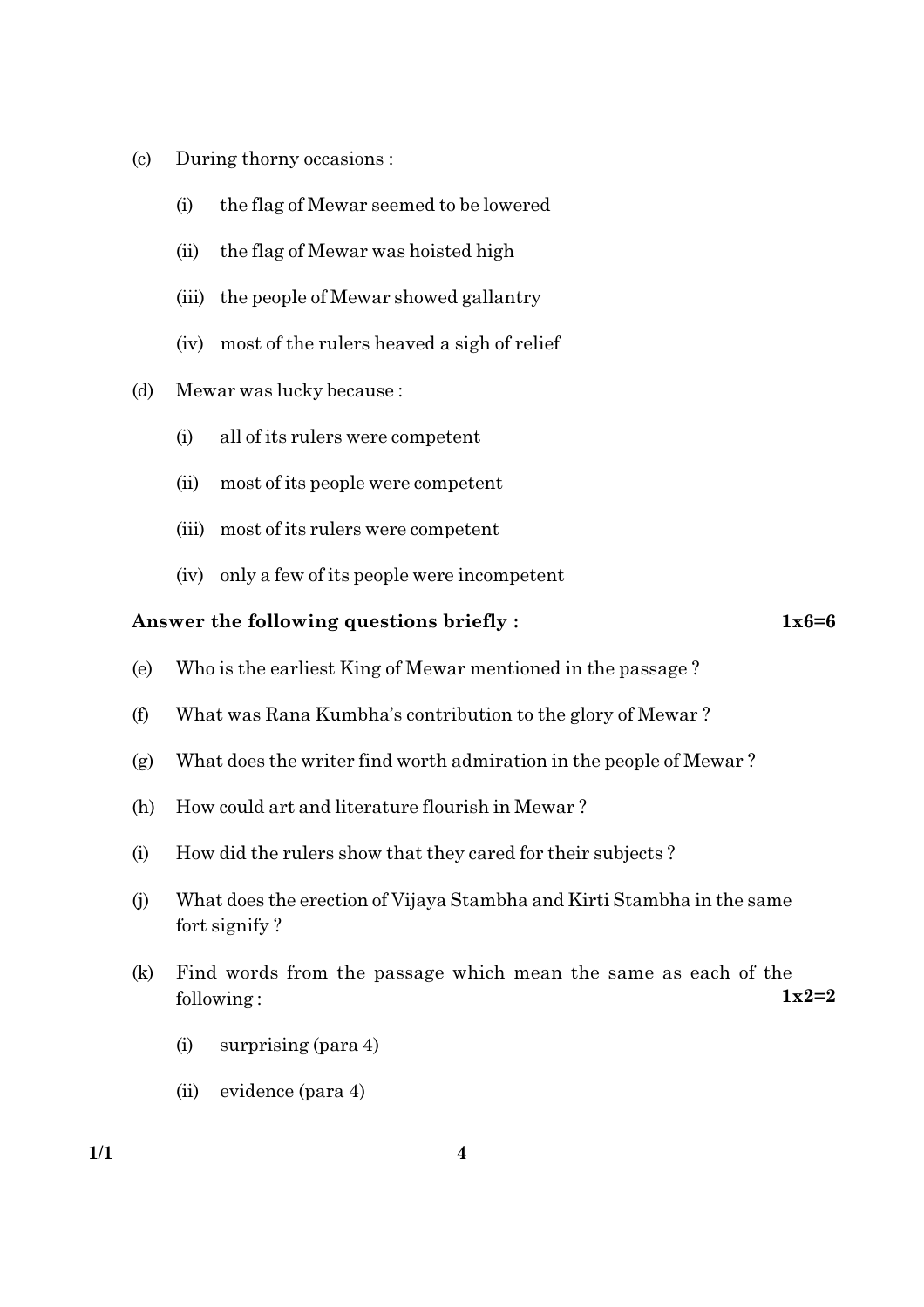(c) During thorny occasions :

 (i) the flag of Mewar seemed to be lowered

 (ii) the flag of Mewar was hoisted high

 (iii) the people of Mewar showed gallantry

 (iv) most of the rulers heaved a sigh of relief

(d) Mewar was lucky because :

 (i) all of its rulers were competent

 (ii) most of its people were competent

 (iii) most of its rulers were competent

 (iv) only a few of its people were incompetent

**Answer the following questions briefly :** **1x6=6**

(e) Who is the earliest King of Mewar mentioned in the passage ?

(f) What was Rana Kumbha's contribution to the glory of Mewar ?

(g) What does the writer find worth admiration in the people of Mewar ?

(h) How could art and literature flourish in Mewar ?

(i) How did the rulers show that they cared for their subjects ?

(j) What does the erection of Vijaya Stambha and Kirti Stambha in the same fort signify ?

(k) Find words from the passage which mean the same as each of the following : **1x2=2**

 (i) surprising (para 4)

 (ii) evidence (para 4)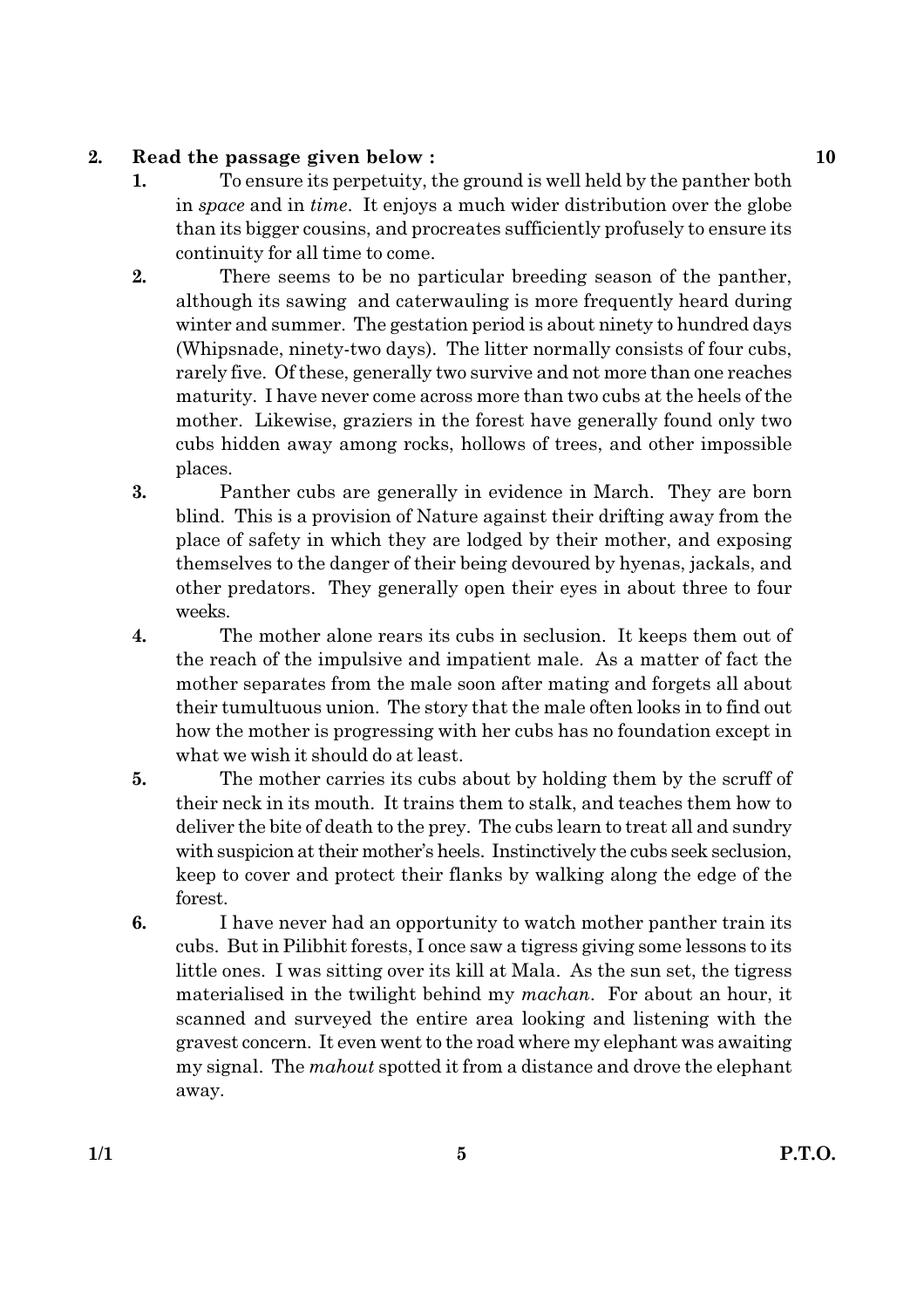**2. Read the passage given below : 10**

**1.** To ensure its perpetuity, the ground is well held by the panther both in *space* and in *time*. It enjoys a much wider distribution over the globe than its bigger cousins, and procreates sufficiently profusely to ensure its continuity for all time to come.

**2.** There seems to be no particular breeding season of the panther, although its sawing and caterwauling is more frequently heard during winter and summer. The gestation period is about ninety to hundred days (Whipsnade, ninety-two days). The litter normally consists of four cubs, rarely five. Of these, generally two survive and not more than one reaches maturity. I have never come across more than two cubs at the heels of the mother. Likewise, graziers in the forest have generally found only two cubs hidden away among rocks, hollows of trees, and other impossible places.

**3.** Panther cubs are generally in evidence in March. They are born blind. This is a provision of Nature against their drifting away from the place of safety in which they are lodged by their mother, and exposing themselves to the danger of their being devoured by hyenas, jackals, and other predators. They generally open their eyes in about three to four weeks.

**4.** The mother alone rears its cubs in seclusion. It keeps them out of the reach of the impulsive and impatient male. As a matter of fact the mother separates from the male soon after mating and forgets all about their tumultuous union. The story that the male often looks in to find out how the mother is progressing with her cubs has no foundation except in what we wish it should do at least.

**5.** The mother carries its cubs about by holding them by the scruff of their neck in its mouth. It trains them to stalk, and teaches them how to deliver the bite of death to the prey. The cubs learn to treat all and sundry with suspicion at their mother's heels. Instinctively the cubs seek seclusion, keep to cover and protect their flanks by walking along the edge of the forest.

**6.** I have never had an opportunity to watch mother panther train its cubs. But in Pilibhit forests, I once saw a tigress giving some lessons to its little ones. I was sitting over its kill at Mala. As the sun set, the tigress materialised in the twilight behind my *machan*. For about an hour, it scanned and surveyed the entire area looking and listening with the gravest concern. It even went to the road where my elephant was awaiting my signal. The *mahout* spotted it from a distance and drove the elephant away.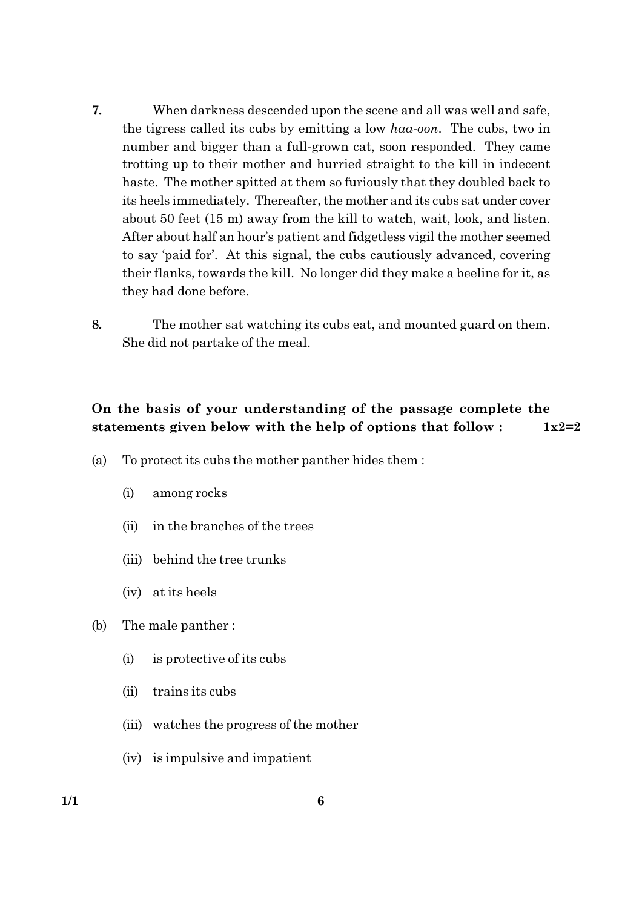7. When darkness descended upon the scene and all was well and safe, the tigress called its cubs by emitting a low *haa-oon*. The cubs, two in number and bigger than a full-grown cat, soon responded. They came trotting up to their mother and hurried straight to the kill in indecent haste. The mother spitted at them so furiously that they doubled back to its heels immediately. Thereafter, the mother and its cubs sat under cover about 50 feet (15 m) away from the kill to watch, wait, look, and listen. After about half an hour's patient and fidgetless vigil the mother seemed to say 'paid for'. At this signal, the cubs cautiously advanced, covering their flanks, towards the kill. No longer did they make a beeline for it, as they had done before.

8. The mother sat watching its cubs eat, and mounted guard on them. She did not partake of the meal.

**On the basis of your understanding of the passage complete the statements given below with the help of options that follow :** **1x2=2**

(a) To protect its cubs the mother panther hides them :

- (i) among rocks
- (ii) in the branches of the trees
- (iii) behind the tree trunks
- (iv) at its heels

(b) The male panther :

- (i) is protective of its cubs
- (ii) trains its cubs
- (iii) watches the progress of the mother
- (iv) is impulsive and impatient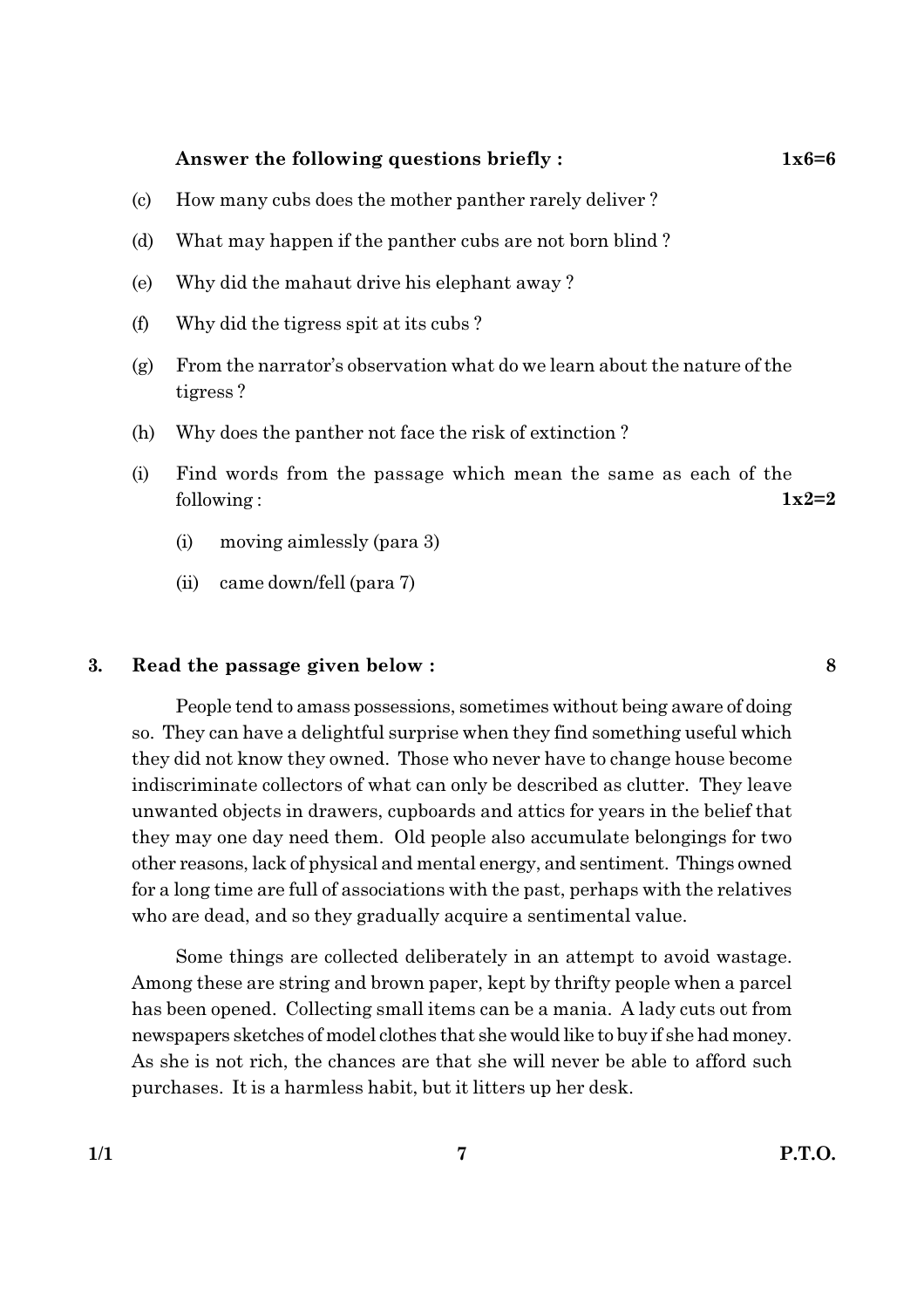**Answer the following questions briefly :** **1x6=6**

(c) How many cubs does the mother panther rarely deliver ?

(d) What may happen if the panther cubs are not born blind ?

(e) Why did the mahaut drive his elephant away ?

(f) Why did the tigress spit at its cubs ?

(g) From the narrator's observation what do we learn about the nature of the tigress ?

(h) Why does the panther not face the risk of extinction ?

(i) Find words from the passage which mean the same as each of the following : **1x2=2**

  (i) moving aimlessly (para 3)

  (ii) came down/fell (para 7)

**3. Read the passage given below :** **8**

People tend to amass possessions, sometimes without being aware of doing so. They can have a delightful surprise when they find something useful which they did not know they owned. Those who never have to change house become indiscriminate collectors of what can only be described as clutter. They leave unwanted objects in drawers, cupboards and attics for years in the belief that they may one day need them. Old people also accumulate belongings for two other reasons, lack of physical and mental energy, and sentiment. Things owned for a long time are full of associations with the past, perhaps with the relatives who are dead, and so they gradually acquire a sentimental value.

Some things are collected deliberately in an attempt to avoid wastage. Among these are string and brown paper, kept by thrifty people when a parcel has been opened. Collecting small items can be a mania. A lady cuts out from newspapers sketches of model clothes that she would like to buy if she had money. As she is not rich, the chances are that she will never be able to afford such purchases. It is a harmless habit, but it litters up her desk.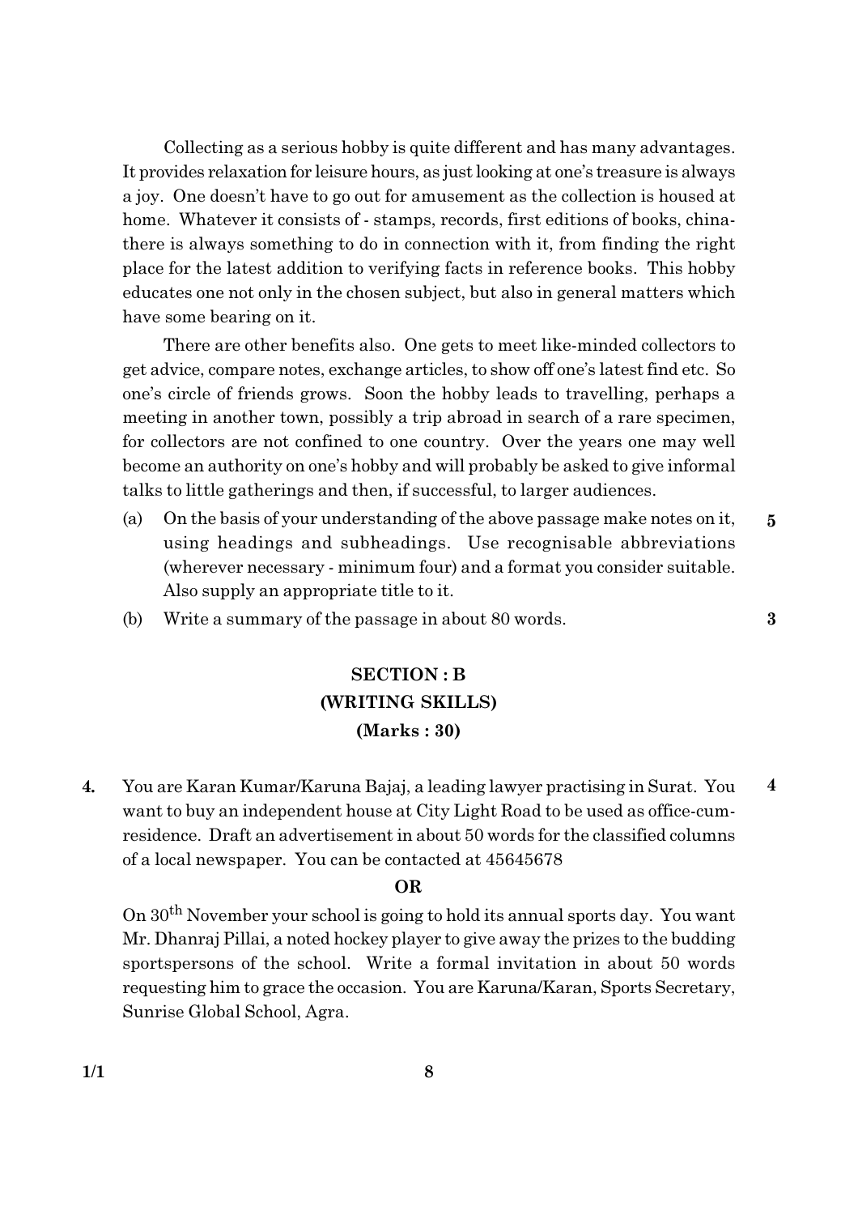Collecting as a serious hobby is quite different and has many advantages. It provides relaxation for leisure hours, as just looking at one's treasure is always a joy. One doesn't have to go out for amusement as the collection is housed at home. Whatever it consists of - stamps, records, first editions of books, china- there is always something to do in connection with it, from finding the right place for the latest addition to verifying facts in reference books. This hobby educates one not only in the chosen subject, but also in general matters which have some bearing on it.

There are other benefits also. One gets to meet like-minded collectors to get advice, compare notes, exchange articles, to show off one's latest find etc. So one's circle of friends grows. Soon the hobby leads to travelling, perhaps a meeting in another town, possibly a trip abroad in search of a rare specimen, for collectors are not confined to one country. Over the years one may well become an authority on one's hobby and will probably be asked to give informal talks to little gatherings and then, if successful, to larger audiences.

(a) On the basis of your understanding of the above passage make notes on it, using headings and subheadings. Use recognisable abbreviations (wherever necessary - minimum four) and a format you consider suitable. Also supply an appropriate title to it. **5**

(b) Write a summary of the passage in about 80 words. **3**

## SECTION : B
## (WRITING SKILLS)
## (Marks : 30)

**4.** You are Karan Kumar/Karuna Bajaj, a leading lawyer practising in Surat. You want to buy an independent house at City Light Road to be used as office-cum-residence. Draft an advertisement in about 50 words for the classified columns of a local newspaper. You can be contacted at 45645678 **4**

**OR**

On 30th November your school is going to hold its annual sports day. You want Mr. Dhanraj Pillai, a noted hockey player to give away the prizes to the budding sportspersons of the school. Write a formal invitation in about 50 words requesting him to grace the occasion. You are Karuna/Karan, Sports Secretary, Sunrise Global School, Agra.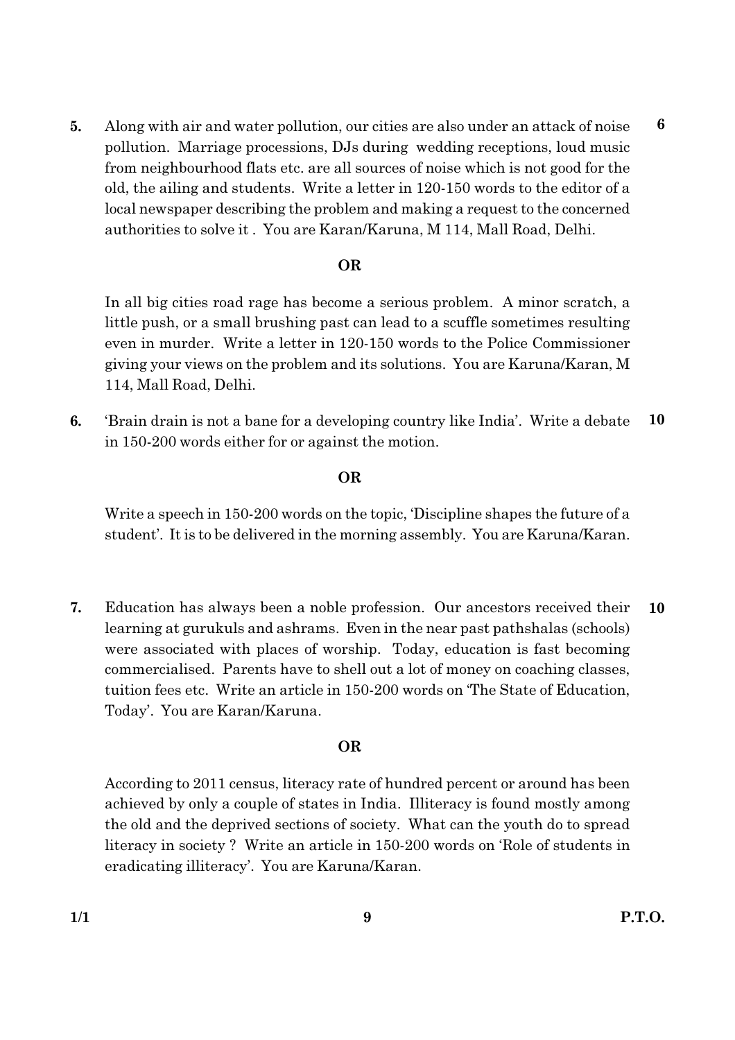**5.** Along with air and water pollution, our cities are also under an attack of noise pollution. Marriage processions, DJs during wedding receptions, loud music from neighbourhood flats etc. are all sources of noise which is not good for the old, the ailing and students. Write a letter in 120-150 words to the editor of a local newspaper describing the problem and making a request to the concerned authorities to solve it . You are Karan/Karuna, M 114, Mall Road, Delhi. **6**

**OR**

In all big cities road rage has become a serious problem. A minor scratch, a little push, or a small brushing past can lead to a scuffle sometimes resulting even in murder. Write a letter in 120-150 words to the Police Commissioner giving your views on the problem and its solutions. You are Karuna/Karan, M 114, Mall Road, Delhi.

**6.** 'Brain drain is not a bane for a developing country like India'. Write a debate in 150-200 words either for or against the motion. **10**

**OR**

Write a speech in 150-200 words on the topic, 'Discipline shapes the future of a student'. It is to be delivered in the morning assembly. You are Karuna/Karan.

**7.** Education has always been a noble profession. Our ancestors received their learning at gurukuls and ashrams. Even in the near past pathshalas (schools) were associated with places of worship. Today, education is fast becoming commercialised. Parents have to shell out a lot of money on coaching classes, tuition fees etc. Write an article in 150-200 words on 'The State of Education, Today'. You are Karan/Karuna. **10**

**OR**

According to 2011 census, literacy rate of hundred percent or around has been achieved by only a couple of states in India. Illiteracy is found mostly among the old and the deprived sections of society. What can the youth do to spread literacy in society ? Write an article in 150-200 words on 'Role of students in eradicating illiteracy'. You are Karuna/Karan.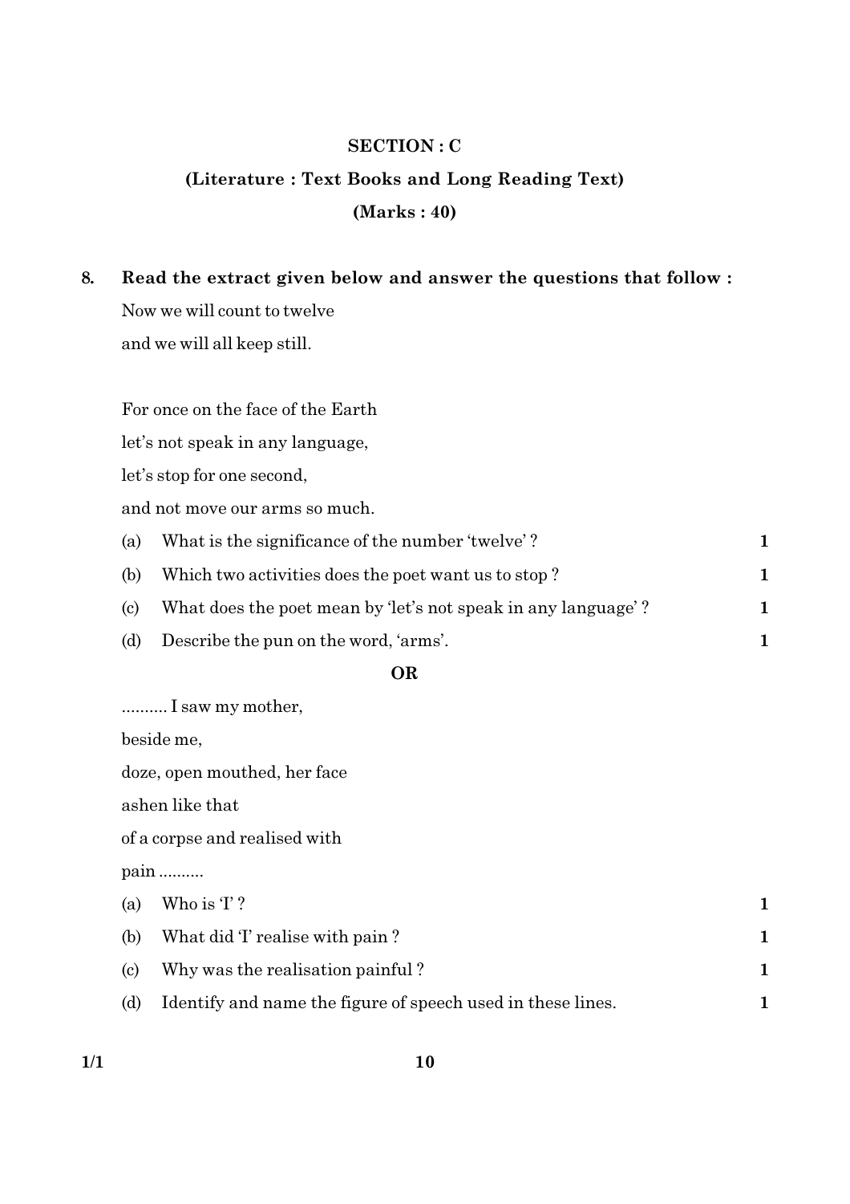**SECTION : C**

**(Literature : Text Books and Long Reading Text)**

**(Marks : 40)**

**8. Read the extract given below and answer the questions that follow :**

Now we will count to twelve
and we will all keep still.

For once on the face of the Earth
let's not speak in any language,
let's stop for one second,
and not move our arms so much.

(a) What is the significance of the number 'twelve' ? **1**

(b) Which two activities does the poet want us to stop ? **1**

(c) What does the poet mean by 'let's not speak in any language' ? **1**

(d) Describe the pun on the word, 'arms'. **1**

**OR**

.......... I saw my mother,
beside me,
doze, open mouthed, her face
ashen like that
of a corpse and realised with
pain ..........

(a) Who is 'I' ? **1**

(b) What did 'I' realise with pain ? **1**

(c) Why was the realisation painful ? **1**

(d) Identify and name the figure of speech used in these lines. **1**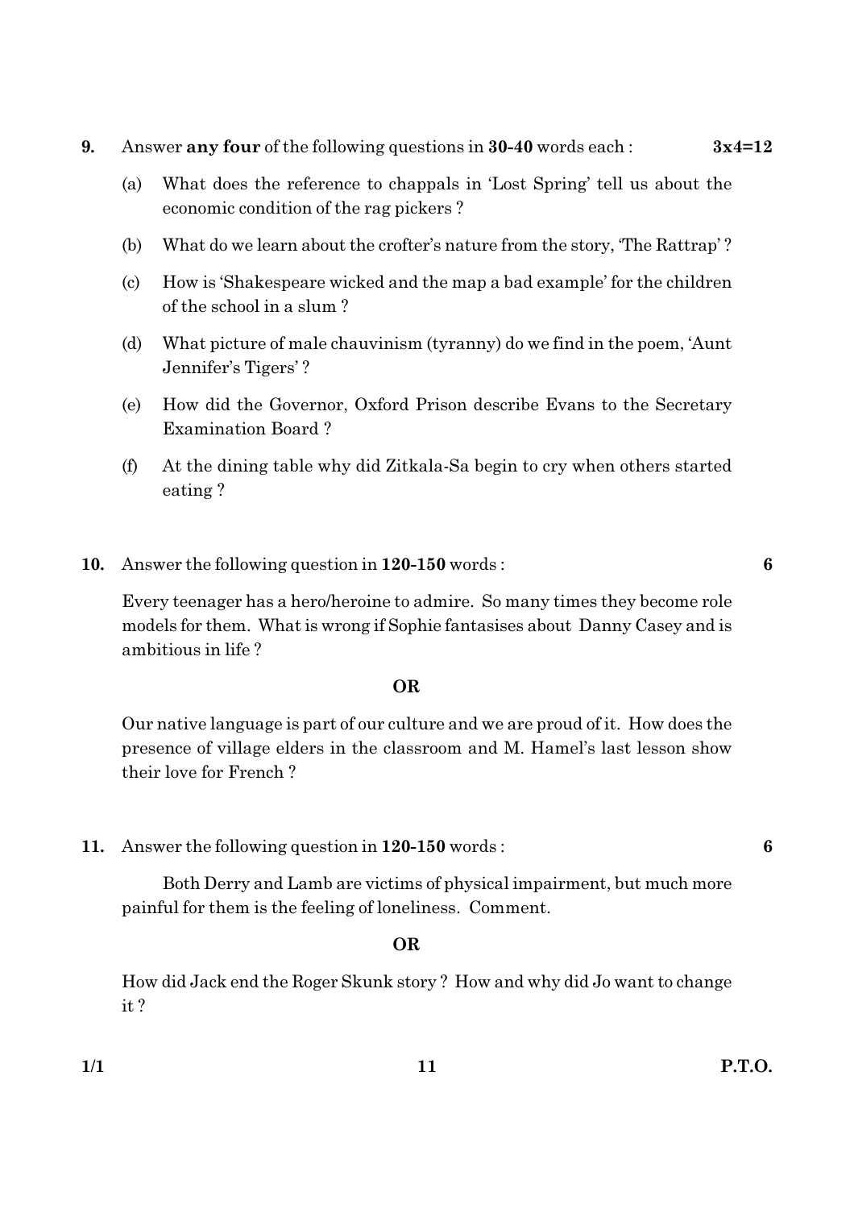**9.** Answer **any four** of the following questions in **30-40** words each : **3x4=12**

(a) What does the reference to chappals in 'Lost Spring' tell us about the economic condition of the rag pickers ?

(b) What do we learn about the crofter's nature from the story, 'The Rattrap' ?

(c) How is 'Shakespeare wicked and the map a bad example' for the children of the school in a slum ?

(d) What picture of male chauvinism (tyranny) do we find in the poem, 'Aunt Jennifer's Tigers' ?

(e) How did the Governor, Oxford Prison describe Evans to the Secretary Examination Board ?

(f) At the dining table why did Zitkala-Sa begin to cry when others started eating ?

**10.** Answer the following question in **120-150** words : **6**

Every teenager has a hero/heroine to admire. So many times they become role models for them. What is wrong if Sophie fantasises about Danny Casey and is ambitious in life ?

**OR**

Our native language is part of our culture and we are proud of it. How does the presence of village elders in the classroom and M. Hamel's last lesson show their love for French ?

**11.** Answer the following question in **120-150** words : **6**

Both Derry and Lamb are victims of physical impairment, but much more painful for them is the feeling of loneliness. Comment.

**OR**

How did Jack end the Roger Skunk story ? How and why did Jo want to change it ?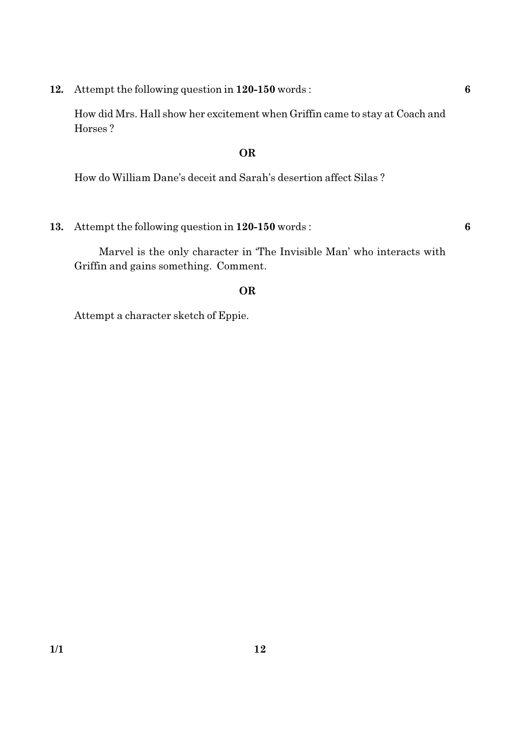**12.** Attempt the following question in **120-150** words : **6**

How did Mrs. Hall show her excitement when Griffin came to stay at Coach and Horses ?

**OR**

How do William Dane's deceit and Sarah's desertion affect Silas ?

**13.** Attempt the following question in **120-150** words : **6**

Marvel is the only character in 'The Invisible Man' who interacts with Griffin and gains something. Comment.

**OR**

Attempt a character sketch of Eppie.